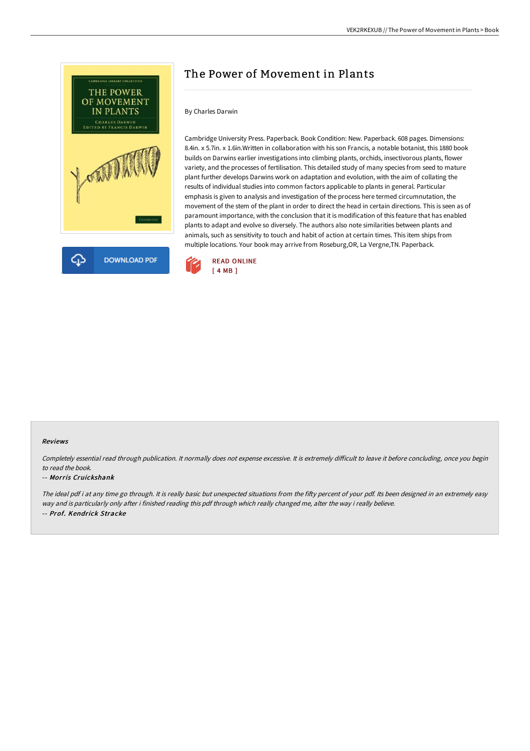# The Power of Movement in Plants

By Charles Darwin

Cambridge University Press. Paperback. Book Condition: New. Paperback. 608 pages. Dimensions: 8.4in. x 5.7in. x 1.6in.Written in collaboration with his son Francis, a notable botanist, this 1880 book builds on Darwins earlier investigations into climbing plants, orchids, insectivorous plants, flower variety, and the processes of fertilisation. This detailed study of many species from seed to mature plant further develops Darwins work on adaptation and evolution, with the aim of collating the results of individual studies into common factors applicable to plants in general. Particular emphasis is given to analysis and investigation of the process here termed circumnutation, the movement of the stem of the plant in order to direct the head in certain directions. This is seen as of paramount importance, with the conclusion that it is modification of this feature that has enabled plants to adapt and evolve so diversely. The authors also note similarities between plants and animals, such as sensitivity to touch and habit of action at certain times. This item ships from multiple locations. Your book may arrive from Roseburg,OR, La Vergne,TN. Paperback.

DOWNLOAD PDF

READ ONLINE
[ 4 MB ]

#### Reviews

*Completely essential read through publication. It normally does not expense excessive. It is extremely difficult to leave it before concluding, once you begin to read the book.*

-- ***Morris Cruickshank***

*The ideal pdf i at any time go through. It is really basic but unexpected situations from the fifty percent of your pdf. Its been designed in an extremely easy way and is particularly only after i finished reading this pdf through which really changed me, alter the way i really believe.*

-- ***Prof. Kendrick Stracke***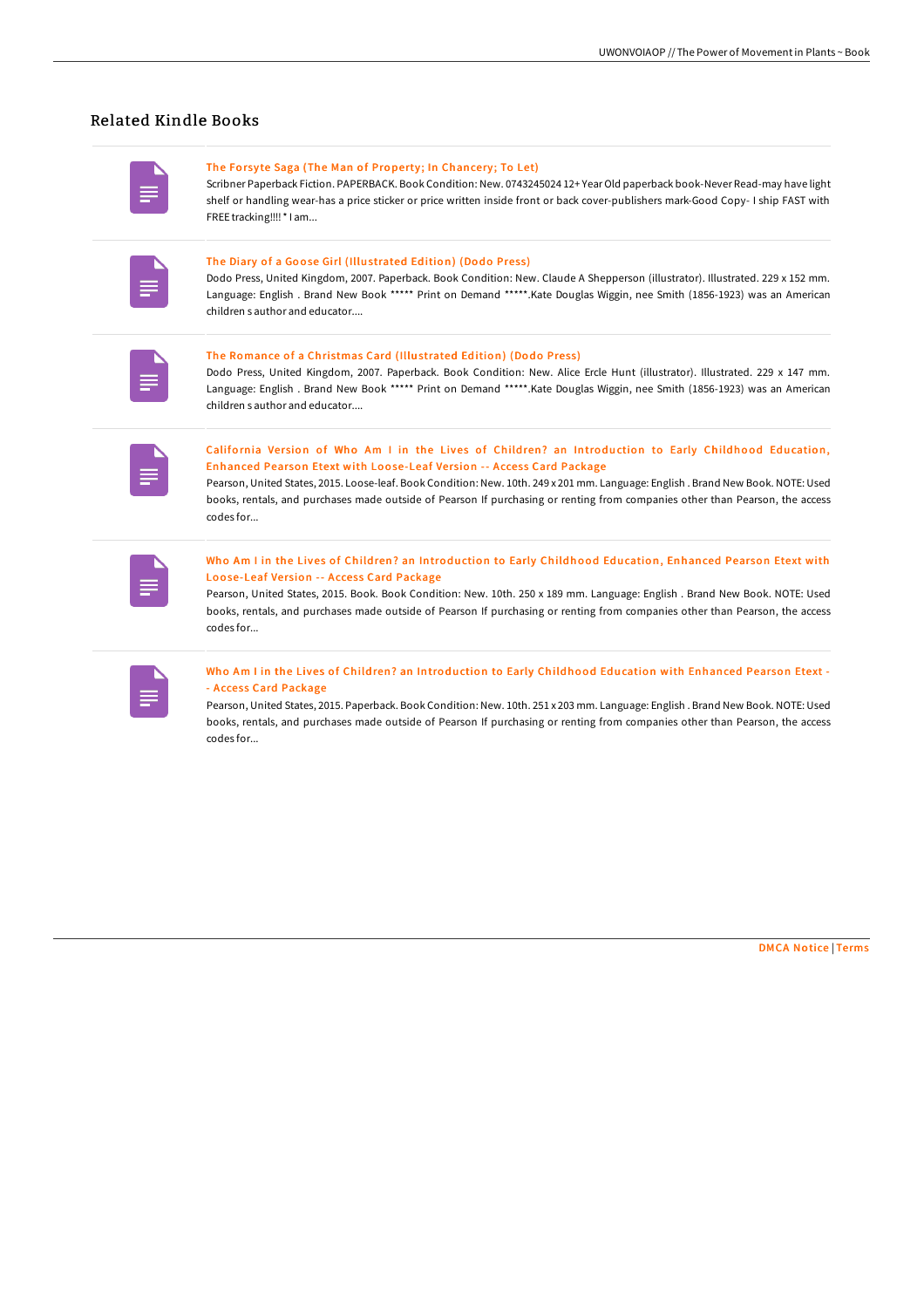## Related Kindle Books

### The Forsyte Saga (The Man of Property; In Chancery; To Let)

Scribner Paperback Fiction. PAPERBACK. Book Condition: New. 0743245024 12+ Year Old paperback book-Never Read-may have light shelf or handling wear-has a price sticker or price written inside front or back cover-publishers mark-Good Copy- I ship FAST with FREE tracking!!!! * I am...

### The Diary of a Goose Girl (Illustrated Edition) (Dodo Press)

Dodo Press, United Kingdom, 2007. Paperback. Book Condition: New. Claude A Shepperson (illustrator). Illustrated. 229 x 152 mm. Language: English . Brand New Book ***** Print on Demand *****.Kate Douglas Wiggin, nee Smith (1856-1923) was an American children s author and educator....

### The Romance of a Christmas Card (Illustrated Edition) (Dodo Press)

Dodo Press, United Kingdom, 2007. Paperback. Book Condition: New. Alice Ercle Hunt (illustrator). Illustrated. 229 x 147 mm. Language: English . Brand New Book ***** Print on Demand *****.Kate Douglas Wiggin, nee Smith (1856-1923) was an American children s author and educator....

### California Version of Who Am I in the Lives of Children? an Introduction to Early Childhood Education, Enhanced Pearson Etext with Loose-Leaf Version -- Access Card Package

Pearson, United States, 2015. Loose-leaf. Book Condition: New. 10th. 249 x 201 mm. Language: English . Brand New Book. NOTE: Used books, rentals, and purchases made outside of Pearson If purchasing or renting from companies other than Pearson, the access codes for...

### Who Am I in the Lives of Children? an Introduction to Early Childhood Education, Enhanced Pearson Etext with Loose-Leaf Version -- Access Card Package

Pearson, United States, 2015. Book. Book Condition: New. 10th. 250 x 189 mm. Language: English . Brand New Book. NOTE: Used books, rentals, and purchases made outside of Pearson If purchasing or renting from companies other than Pearson, the access codes for...

### Who Am I in the Lives of Children? an Introduction to Early Childhood Education with Enhanced Pearson Etext -- Access Card Package

Pearson, United States, 2015. Paperback. Book Condition: New. 10th. 251 x 203 mm. Language: English . Brand New Book. NOTE: Used books, rentals, and purchases made outside of Pearson If purchasing or renting from companies other than Pearson, the access codes for...

DMCA Notice | Terms